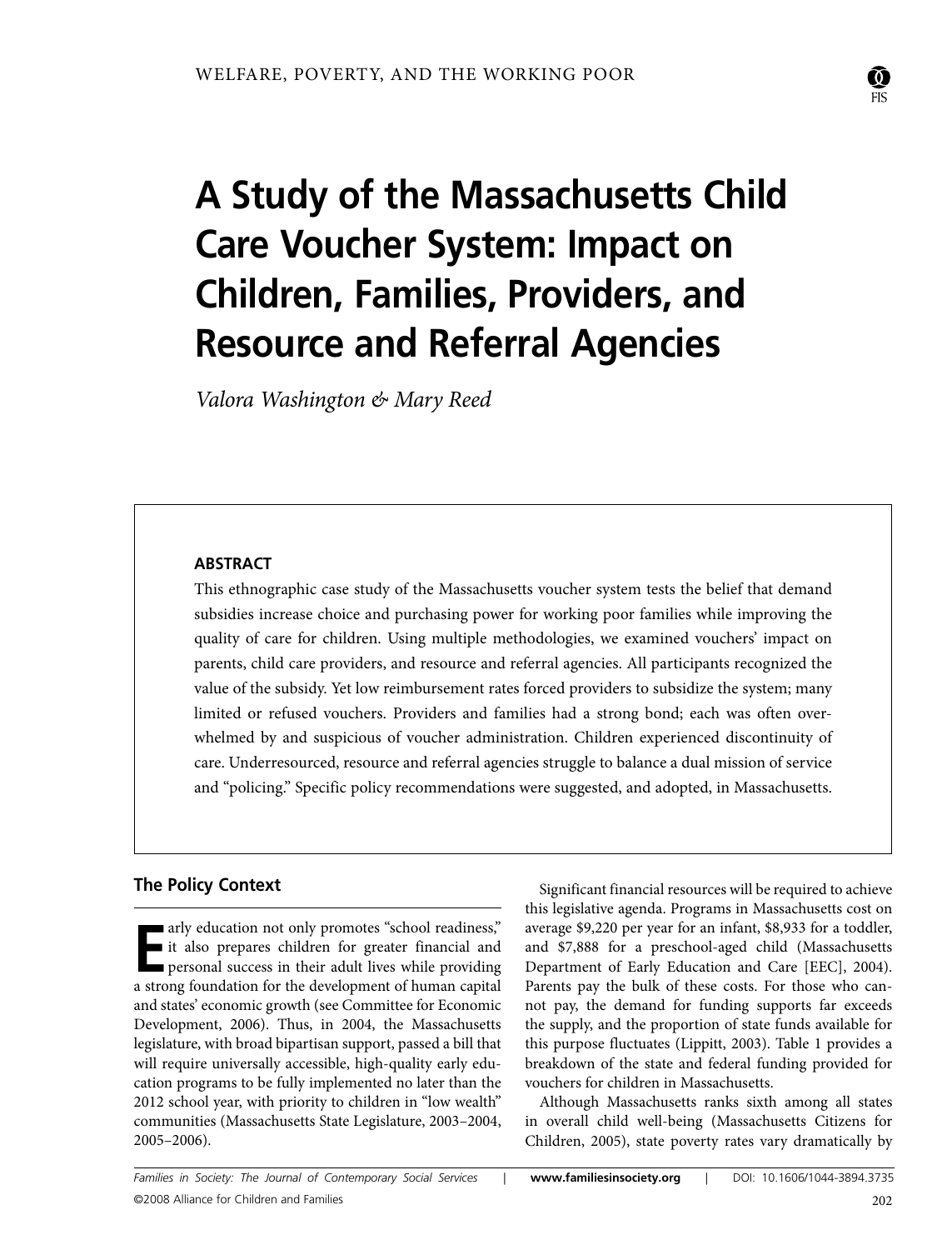# A Study of the Massachusetts Child Care Voucher System: Impact on Children, Families, Providers, and Resource and Referral Agencies

*Valora Washington & Mary Reed*

## ABSTRACT

This ethnographic case study of the Massachusetts voucher system tests the belief that demand subsidies increase choice and purchasing power for working poor families while improving the quality of care for children. Using multiple methodologies, we examined vouchers' impact on parents, child care providers, and resource and referral agencies. All participants recognized the value of the subsidy. Yet low reimbursement rates forced providers to subsidize the system; many limited or refused vouchers. Providers and families had a strong bond; each was often overwhelmed by and suspicious of voucher administration. Children experienced discontinuity of care. Underresourced, resource and referral agencies struggle to balance a dual mission of service and "policing." Specific policy recommendations were suggested, and adopted, in Massachusetts.

## The Policy Context

Early education not only promotes "school readiness," it also prepares children for greater financial and personal success in their adult lives while providing a strong foundation for the development of human capital and states' economic growth (see Committee for Economic Development, 2006). Thus, in 2004, the Massachusetts legislature, with broad bipartisan support, passed a bill that will require universally accessible, high-quality early education programs to be fully implemented no later than the 2012 school year, with priority to children in "low wealth" communities (Massachusetts State Legislature, 2003–2004, 2005–2006).

Significant financial resources will be required to achieve this legislative agenda. Programs in Massachusetts cost on average $9,220 per year for an infant, $8,933 for a toddler, and $7,888 for a preschool-aged child (Massachusetts Department of Early Education and Care [EEC], 2004). Parents pay the bulk of these costs. For those who cannot pay, the demand for funding supports far exceeds the supply, and the proportion of state funds available for this purpose fluctuates (Lippitt, 2003). Table 1 provides a breakdown of the state and federal funding provided for vouchers for children in Massachusetts.

Although Massachusetts ranks sixth among all states in overall child well-being (Massachusetts Citizens for Children, 2005), state poverty rates vary dramatically by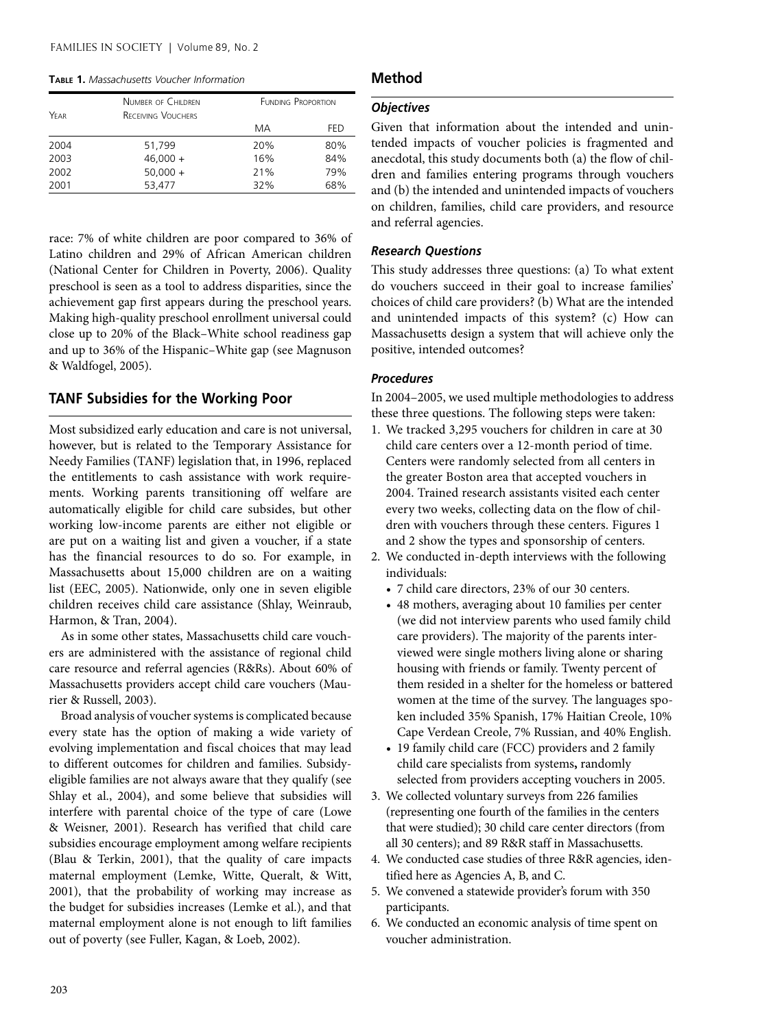**Table 1.** *Massachusetts Voucher Information*

| Year | Number of Children Receiving Vouchers | Funding Proportion | |
|---|---|---|---|
| | | MA | FED |
| 2004 | 51,799 | 20% | 80% |
| 2003 | 46,000 + | 16% | 84% |
| 2002 | 50,000 + | 21% | 79% |
| 2001 | 53,477 | 32% | 68% |

race: 7% of white children are poor compared to 36% of Latino children and 29% of African American children (National Center for Children in Poverty, 2006). Quality preschool is seen as a tool to address disparities, since the achievement gap first appears during the preschool years. Making high-quality preschool enrollment universal could close up to 20% of the Black–White school readiness gap and up to 36% of the Hispanic–White gap (see Magnuson & Waldfogel, 2005).

## TANF Subsidies for the Working Poor

Most subsidized early education and care is not universal, however, but is related to the Temporary Assistance for Needy Families (TANF) legislation that, in 1996, replaced the entitlements to cash assistance with work requirements. Working parents transitioning off welfare are automatically eligible for child care subsides, but other working low-income parents are either not eligible or are put on a waiting list and given a voucher, if a state has the financial resources to do so. For example, in Massachusetts about 15,000 children are on a waiting list (EEC, 2005). Nationwide, only one in seven eligible children receives child care assistance (Shlay, Weinraub, Harmon, & Tran, 2004).

As in some other states, Massachusetts child care vouchers are administered with the assistance of regional child care resource and referral agencies (R&Rs). About 60% of Massachusetts providers accept child care vouchers (Maurier & Russell, 2003).

Broad analysis of voucher systems is complicated because every state has the option of making a wide variety of evolving implementation and fiscal choices that may lead to different outcomes for children and families. Subsidy-eligible families are not always aware that they qualify (see Shlay et al., 2004), and some believe that subsidies will interfere with parental choice of the type of care (Lowe & Weisner, 2001). Research has verified that child care subsidies encourage employment among welfare recipients (Blau & Terkin, 2001), that the quality of care impacts maternal employment (Lemke, Witte, Queralt, & Witt, 2001), that the probability of working may increase as the budget for subsidies increases (Lemke et al.), and that maternal employment alone is not enough to lift families out of poverty (see Fuller, Kagan, & Loeb, 2002).

## Method

### *Objectives*

Given that information about the intended and unintended impacts of voucher policies is fragmented and anecdotal, this study documents both (a) the flow of children and families entering programs through vouchers and (b) the intended and unintended impacts of vouchers on children, families, child care providers, and resource and referral agencies.

### *Research Questions*

This study addresses three questions: (a) To what extent do vouchers succeed in their goal to increase families' choices of child care providers? (b) What are the intended and unintended impacts of this system? (c) How can Massachusetts design a system that will achieve only the positive, intended outcomes?

### *Procedures*

In 2004–2005, we used multiple methodologies to address these three questions. The following steps were taken:

1. We tracked 3,295 vouchers for children in care at 30 child care centers over a 12-month period of time. Centers were randomly selected from all centers in the greater Boston area that accepted vouchers in 2004. Trained research assistants visited each center every two weeks, collecting data on the flow of children with vouchers through these centers. Figures 1 and 2 show the types and sponsorship of centers.
2. We conducted in-depth interviews with the following individuals:
   - 7 child care directors, 23% of our 30 centers.
   - 48 mothers, averaging about 10 families per center (we did not interview parents who used family child care providers). The majority of the parents interviewed were single mothers living alone or sharing housing with friends or family. Twenty percent of them resided in a shelter for the homeless or battered women at the time of the survey. The languages spoken included 35% Spanish, 17% Haitian Creole, 10% Cape Verdean Creole, 7% Russian, and 40% English.
   - 19 family child care (FCC) providers and 2 family child care specialists from systems**,** randomly selected from providers accepting vouchers in 2005.
3. We collected voluntary surveys from 226 families (representing one fourth of the families in the centers that were studied); 30 child care center directors (from all 30 centers); and 89 R&R staff in Massachusetts.
4. We conducted case studies of three R&R agencies, identified here as Agencies A, B, and C.
5. We convened a statewide provider's forum with 350 participants.
6. We conducted an economic analysis of time spent on voucher administration.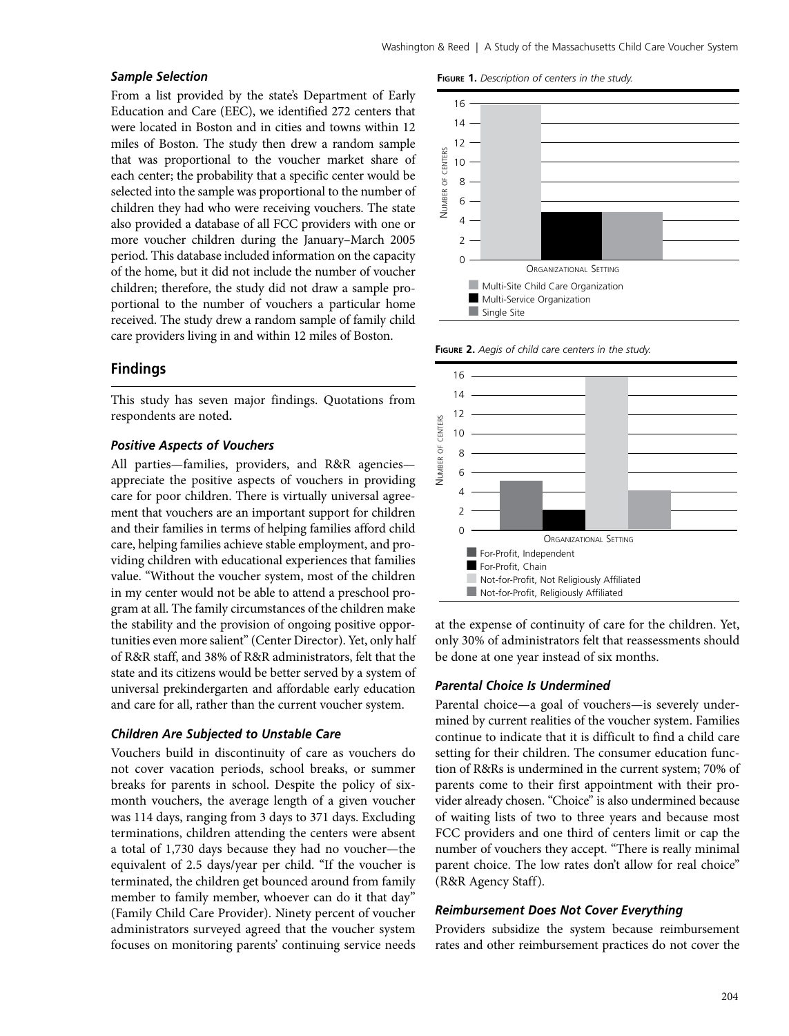### *Sample Selection*

From a list provided by the state's Department of Early Education and Care (EEC), we identified 272 centers that were located in Boston and in cities and towns within 12 miles of Boston. The study then drew a random sample that was proportional to the voucher market share of each center; the probability that a specific center would be selected into the sample was proportional to the number of children they had who were receiving vouchers. The state also provided a database of all FCC providers with one or more voucher children during the January–March 2005 period. This database included information on the capacity of the home, but it did not include the number of voucher children; therefore, the study did not draw a sample proportional to the number of vouchers a particular home received. The study drew a random sample of family child care providers living in and within 12 miles of Boston.

**Figure 1.** *Description of centers in the study.*

**Figure 2.** *Aegis of child care centers in the study.*

## Findings

This study has seven major findings. Quotations from respondents are noted**.**

### *Positive Aspects of Vouchers*

All parties—families, providers, and R&R agencies—appreciate the positive aspects of vouchers in providing care for poor children. There is virtually universal agreement that vouchers are an important support for children and their families in terms of helping families afford child care, helping families achieve stable employment, and providing children with educational experiences that families value. "Without the voucher system, most of the children in my center would not be able to attend a preschool program at all. The family circumstances of the children make the stability and the provision of ongoing positive opportunities even more salient" (Center Director). Yet, only half of R&R staff, and 38% of R&R administrators, felt that the state and its citizens would be better served by a system of universal prekindergarten and affordable early education and care for all, rather than the current voucher system.

### *Children Are Subjected to Unstable Care*

Vouchers build in discontinuity of care as vouchers do not cover vacation periods, school breaks, or summer breaks for parents in school. Despite the policy of six-month vouchers, the average length of a given voucher was 114 days, ranging from 3 days to 371 days. Excluding terminations, children attending the centers were absent a total of 1,730 days because they had no voucher—the equivalent of 2.5 days/year per child. "If the voucher is terminated, the children get bounced around from family member to family member, whoever can do it that day" (Family Child Care Provider). Ninety percent of voucher administrators surveyed agreed that the voucher system focuses on monitoring parents' continuing service needs at the expense of continuity of care for the children. Yet, only 30% of administrators felt that reassessments should be done at one year instead of six months.

### *Parental Choice Is Undermined*

Parental choice—a goal of vouchers—is severely undermined by current realities of the voucher system. Families continue to indicate that it is difficult to find a child care setting for their children. The consumer education function of R&Rs is undermined in the current system; 70% of parents come to their first appointment with their provider already chosen. "Choice" is also undermined because of waiting lists of two to three years and because most FCC providers and one third of centers limit or cap the number of vouchers they accept. "There is really minimal parent choice. The low rates don't allow for real choice" (R&R Agency Staff).

### *Reimbursement Does Not Cover Everything*

Providers subsidize the system because reimbursement rates and other reimbursement practices do not cover the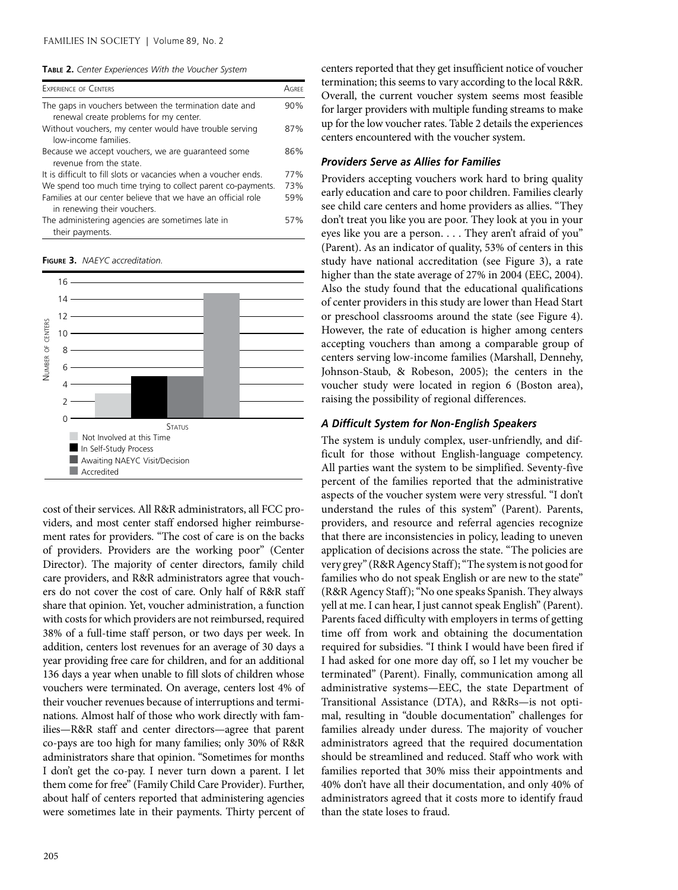**Table 2.** *Center Experiences With the Voucher System*

| Experience of Centers | Agree |
|---|---|
| The gaps in vouchers between the termination date and renewal create problems for my center. | 90% |
| Without vouchers, my center would have trouble serving low-income families. | 87% |
| Because we accept vouchers, we are guaranteed some revenue from the state. | 86% |
| It is difficult to fill slots or vacancies when a voucher ends. | 77% |
| We spend too much time trying to collect parent co-payments. | 73% |
| Families at our center believe that we have an official role in renewing their vouchers. | 59% |
| The administering agencies are sometimes late in their payments. | 57% |

**Figure 3.** *NAEYC accreditation.*

cost of their services. All R&R administrators, all FCC providers, and most center staff endorsed higher reimbursement rates for providers. "The cost of care is on the backs of providers. Providers are the working poor" (Center Director). The majority of center directors, family child care providers, and R&R administrators agree that vouchers do not cover the cost of care. Only half of R&R staff share that opinion. Yet, voucher administration, a function with costs for which providers are not reimbursed, required 38% of a full-time staff person, or two days per week. In addition, centers lost revenues for an average of 30 days a year providing free care for children, and for an additional 136 days a year when unable to fill slots of children whose vouchers were terminated. On average, centers lost 4% of their voucher revenues because of interruptions and terminations. Almost half of those who work directly with families—R&R staff and center directors—agree that parent co-pays are too high for many families; only 30% of R&R administrators share that opinion. "Sometimes for months I don't get the co-pay. I never turn down a parent. I let them come for free" (Family Child Care Provider). Further, about half of centers reported that administering agencies were sometimes late in their payments. Thirty percent of centers reported that they get insufficient notice of voucher termination; this seems to vary according to the local R&R. Overall, the current voucher system seems most feasible for larger providers with multiple funding streams to make up for the low voucher rates. Table 2 details the experiences centers encountered with the voucher system.

### *Providers Serve as Allies for Families*

Providers accepting vouchers work hard to bring quality early education and care to poor children. Families clearly see child care centers and home providers as allies. "They don't treat you like you are poor. They look at you in your eyes like you are a person. . . . They aren't afraid of you" (Parent). As an indicator of quality, 53% of centers in this study have national accreditation (see Figure 3), a rate higher than the state average of 27% in 2004 (EEC, 2004). Also the study found that the educational qualifications of center providers in this study are lower than Head Start or preschool classrooms around the state (see Figure 4). However, the rate of education is higher among centers accepting vouchers than among a comparable group of centers serving low-income families (Marshall, Dennehy, Johnson-Staub, & Robeson, 2005); the centers in the voucher study were located in region 6 (Boston area), raising the possibility of regional differences.

### *A Difficult System for Non-English Speakers*

The system is unduly complex, user-unfriendly, and difficult for those without English-language competency. All parties want the system to be simplified. Seventy-five percent of the families reported that the administrative aspects of the voucher system were very stressful. "I don't understand the rules of this system" (Parent). Parents, providers, and resource and referral agencies recognize that there are inconsistencies in policy, leading to uneven application of decisions across the state. "The policies are very grey" (R&R Agency Staff); "The system is not good for families who do not speak English or are new to the state" (R&R Agency Staff); "No one speaks Spanish. They always yell at me. I can hear, I just cannot speak English" (Parent). Parents faced difficulty with employers in terms of getting time off from work and obtaining the documentation required for subsidies. "I think I would have been fired if I had asked for one more day off, so I let my voucher be terminated" (Parent). Finally, communication among all administrative systems—EEC, the state Department of Transitional Assistance (DTA), and R&Rs—is not optimal, resulting in "double documentation" challenges for families already under duress. The majority of voucher administrators agreed that the required documentation should be streamlined and reduced. Staff who work with families reported that 30% miss their appointments and 40% don't have all their documentation, and only 40% of administrators agreed that it costs more to identify fraud than the state loses to fraud.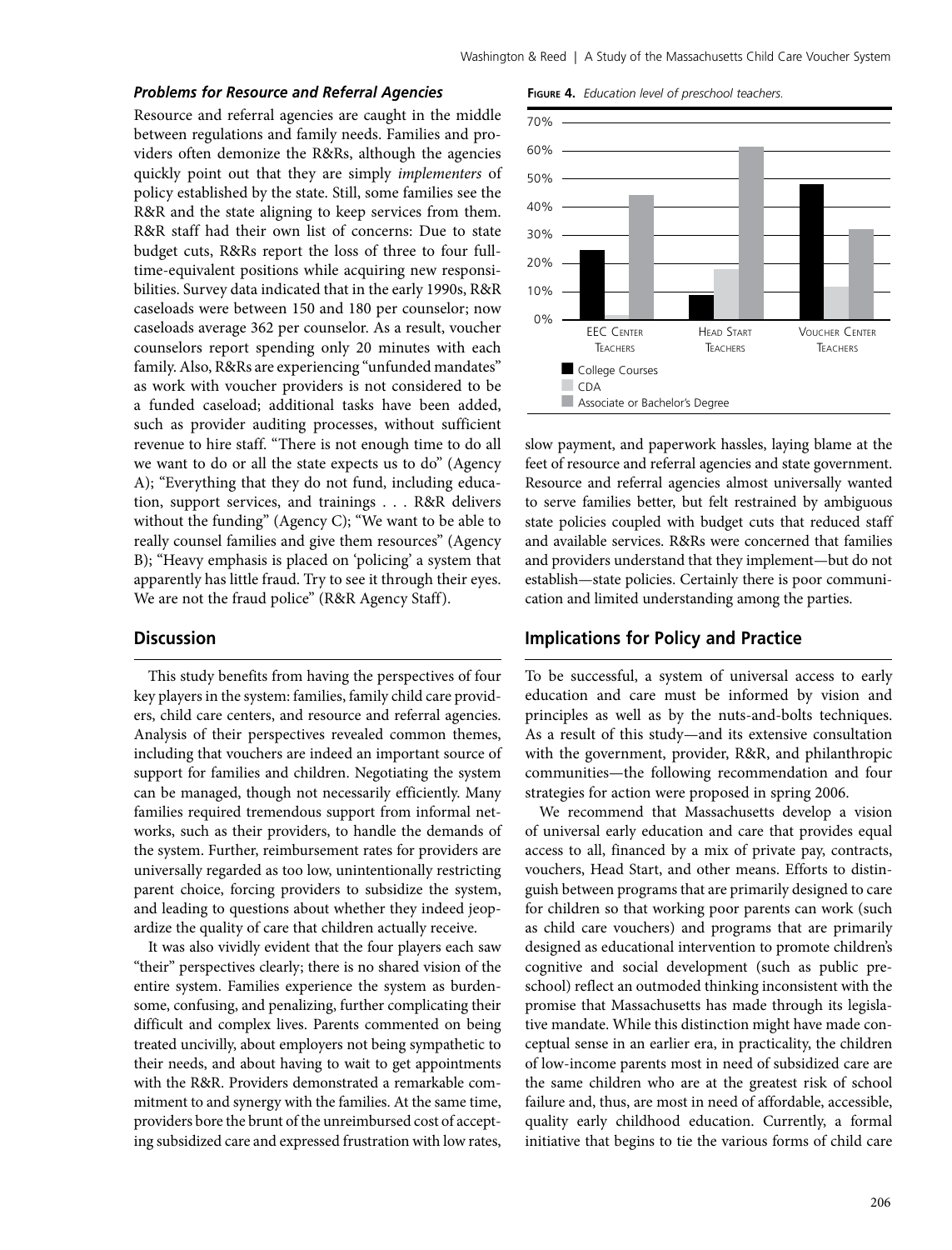### *Problems for Resource and Referral Agencies*

Resource and referral agencies are caught in the middle between regulations and family needs. Families and providers often demonize the R&Rs, although the agencies quickly point out that they are simply *implementers* of policy established by the state. Still, some families see the R&R and the state aligning to keep services from them. R&R staff had their own list of concerns: Due to state budget cuts, R&Rs report the loss of three to four full-time-equivalent positions while acquiring new responsibilities. Survey data indicated that in the early 1990s, R&R caseloads were between 150 and 180 per counselor; now caseloads average 362 per counselor. As a result, voucher counselors report spending only 20 minutes with each family. Also, R&Rs are experiencing "unfunded mandates" as work with voucher providers is not considered to be a funded caseload; additional tasks have been added, such as provider auditing processes, without sufficient revenue to hire staff. "There is not enough time to do all we want to do or all the state expects us to do" (Agency A); "Everything that they do not fund, including education, support services, and trainings . . . R&R delivers without the funding" (Agency C); "We want to be able to really counsel families and give them resources" (Agency B); "Heavy emphasis is placed on 'policing' a system that apparently has little fraud. Try to see it through their eyes. We are not the fraud police" (R&R Agency Staff).

**Figure 4.** *Education level of preschool teachers.*

70%
60%
50%
40%
30%
20%
10%
0%

EEC Center Teachers
Head Start Teachers
Voucher Center Teachers

College Courses
CDA
Associate or Bachelor's Degree

## Discussion

This study benefits from having the perspectives of four key players in the system: families, family child care providers, child care centers, and resource and referral agencies. Analysis of their perspectives revealed common themes, including that vouchers are indeed an important source of support for families and children. Negotiating the system can be managed, though not necessarily efficiently. Many families required tremendous support from informal networks, such as their providers, to handle the demands of the system. Further, reimbursement rates for providers are universally regarded as too low, unintentionally restricting parent choice, forcing providers to subsidize the system, and leading to questions about whether they indeed jeopardize the quality of care that children actually receive.

It was also vividly evident that the four players each saw "their" perspectives clearly; there is no shared vision of the entire system. Families experience the system as burdensome, confusing, and penalizing, further complicating their difficult and complex lives. Parents commented on being treated uncivilly, about employers not being sympathetic to their needs, and about having to wait to get appointments with the R&R. Providers demonstrated a remarkable commitment to and synergy with the families. At the same time, providers bore the brunt of the unreimbursed cost of accepting subsidized care and expressed frustration with low rates, slow payment, and paperwork hassles, laying blame at the feet of resource and referral agencies and state government. Resource and referral agencies almost universally wanted to serve families better, but felt restrained by ambiguous state policies coupled with budget cuts that reduced staff and available services. R&Rs were concerned that families and providers understand that they implement—but do not establish—state policies. Certainly there is poor communication and limited understanding among the parties.

## Implications for Policy and Practice

To be successful, a system of universal access to early education and care must be informed by vision and principles as well as by the nuts-and-bolts techniques. As a result of this study—and its extensive consultation with the government, provider, R&R, and philanthropic communities—the following recommendation and four strategies for action were proposed in spring 2006.

We recommend that Massachusetts develop a vision of universal early education and care that provides equal access to all, financed by a mix of private pay, contracts, vouchers, Head Start, and other means. Efforts to distinguish between programs that are primarily designed to care for children so that working poor parents can work (such as child care vouchers) and programs that are primarily designed as educational intervention to promote children's cognitive and social development (such as public preschool) reflect an outmoded thinking inconsistent with the promise that Massachusetts has made through its legislative mandate. While this distinction might have made conceptual sense in an earlier era, in practicality, the children of low-income parents most in need of subsidized care are the same children who are at the greatest risk of school failure and, thus, are most in need of affordable, accessible, quality early childhood education. Currently, a formal initiative that begins to tie the various forms of child care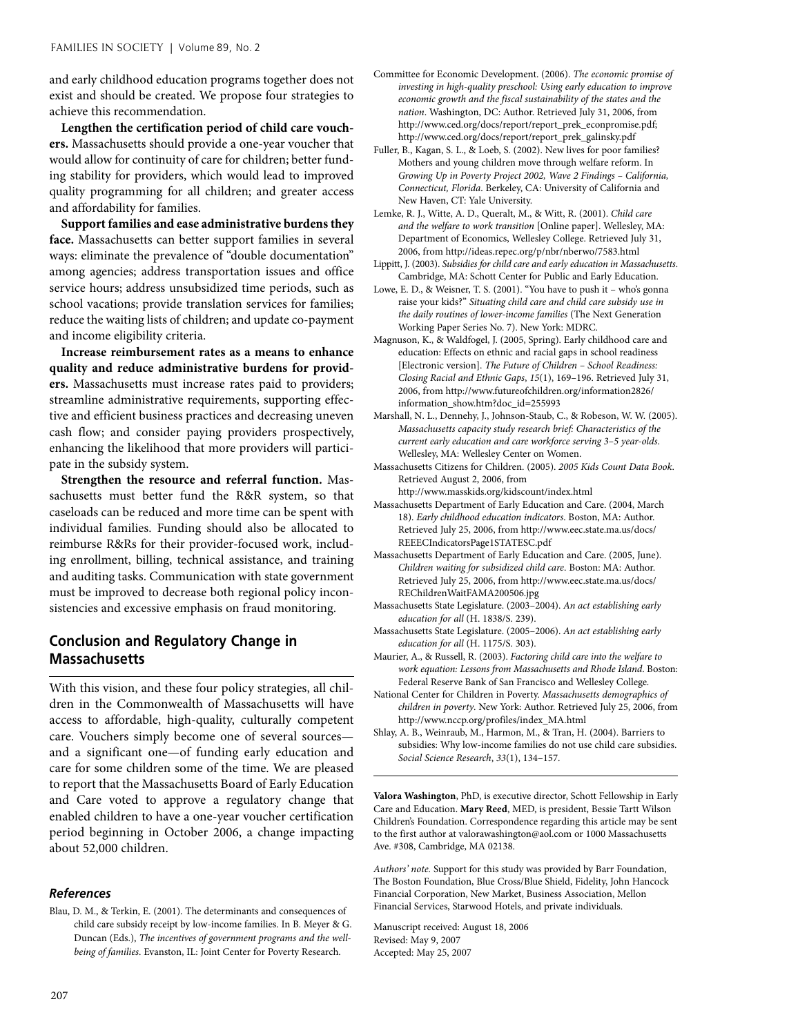and early childhood education programs together does not exist and should be created. We propose four strategies to achieve this recommendation.

**Lengthen the certification period of child care vouchers.** Massachusetts should provide a one-year voucher that would allow for continuity of care for children; better funding stability for providers, which would lead to improved quality programming for all children; and greater access and affordability for families.

**Support families and ease administrative burdens they face.** Massachusetts can better support families in several ways: eliminate the prevalence of "double documentation" among agencies; address transportation issues and office service hours; address unsubsidized time periods, such as school vacations; provide translation services for families; reduce the waiting lists of children; and update co-payment and income eligibility criteria.

**Increase reimbursement rates as a means to enhance quality and reduce administrative burdens for providers.** Massachusetts must increase rates paid to providers; streamline administrative requirements, supporting effective and efficient business practices and decreasing uneven cash flow; and consider paying providers prospectively, enhancing the likelihood that more providers will participate in the subsidy system.

**Strengthen the resource and referral function.** Massachusetts must better fund the R&R system, so that caseloads can be reduced and more time can be spent with individual families. Funding should also be allocated to reimburse R&Rs for their provider-focused work, including enrollment, billing, technical assistance, and training and auditing tasks. Communication with state government must be improved to decrease both regional policy inconsistencies and excessive emphasis on fraud monitoring.

## Conclusion and Regulatory Change in Massachusetts

With this vision, and these four policy strategies, all children in the Commonwealth of Massachusetts will have access to affordable, high-quality, culturally competent care. Vouchers simply become one of several sources—and a significant one—of funding early education and care for some children some of the time. We are pleased to report that the Massachusetts Board of Early Education and Care voted to approve a regulatory change that enabled children to have a one-year voucher certification period beginning in October 2006, a change impacting about 52,000 children.

### References

Blau, D. M., & Terkin, E. (2001). The determinants and consequences of child care subsidy receipt by low-income families. In B. Meyer & G. Duncan (Eds.), *The incentives of government programs and the well-being of families*. Evanston, IL: Joint Center for Poverty Research.

Committee for Economic Development. (2006). *The economic promise of investing in high-quality preschool: Using early education to improve economic growth and the fiscal sustainability of the states and the nation*. Washington, DC: Author. Retrieved July 31, 2006, from http://www.ced.org/docs/report/report_prek_econpromise.pdf; http://www.ced.org/docs/report/report_prek_galinsky.pdf

Fuller, B., Kagan, S. L., & Loeb, S. (2002). New lives for poor families? Mothers and young children move through welfare reform. In *Growing Up in Poverty Project 2002, Wave 2 Findings – California, Connecticut, Florida*. Berkeley, CA: University of California and New Haven, CT: Yale University.

Lemke, R. J., Witte, A. D., Queralt, M., & Witt, R. (2001). *Child care and the welfare to work transition* [Online paper]. Wellesley, MA: Department of Economics, Wellesley College. Retrieved July 31, 2006, from http://ideas.repec.org/p/nbr/nberwo/7583.html

Lippitt, J. (2003). *Subsidies for child care and early education in Massachusetts*. Cambridge, MA: Schott Center for Public and Early Education.

Lowe, E. D., & Weisner, T. S. (2001). "You have to push it – who's gonna raise your kids?" *Situating child care and child care subsidy use in the daily routines of lower-income families* (The Next Generation Working Paper Series No. 7). New York: MDRC.

Magnuson, K., & Waldfogel, J. (2005, Spring). Early childhood care and education: Effects on ethnic and racial gaps in school readiness [Electronic version]. *The Future of Children – School Readiness: Closing Racial and Ethnic Gaps*, *15*(1), 169–196. Retrieved July 31, 2006, from http://www.futureofchildren.org/information2826/information_show.htm?doc_id=255993

Marshall, N. L., Dennehy, J., Johnson-Staub, C., & Robeson, W. W. (2005). *Massachusetts capacity study research brief: Characteristics of the current early education and care workforce serving 3–5 year-olds*. Wellesley, MA: Wellesley Center on Women.

Massachusetts Citizens for Children. (2005). *2005 Kids Count Data Book*. Retrieved August 2, 2006, from http://www.masskids.org/kidscount/index.html

Massachusetts Department of Early Education and Care. (2004, March 18). *Early childhood education indicators*. Boston, MA: Author. Retrieved July 25, 2006, from http://www.eec.state.ma.us/docs/REEECIndicatorsPage1STATESC.pdf

Massachusetts Department of Early Education and Care. (2005, June). *Children waiting for subsidized child care*. Boston: MA: Author. Retrieved July 25, 2006, from http://www.eec.state.ma.us/docs/REChildrenWaitFAMA200506.jpg

Massachusetts State Legislature. (2003–2004). *An act establishing early education for all* (H. 1838/S. 239).

Massachusetts State Legislature. (2005–2006). *An act establishing early education for all* (H. 1175/S. 303).

Maurier, A., & Russell, R. (2003). *Factoring child care into the welfare to work equation: Lessons from Massachusetts and Rhode Island*. Boston: Federal Reserve Bank of San Francisco and Wellesley College.

National Center for Children in Poverty. *Massachusetts demographics of children in poverty*. New York: Author. Retrieved July 25, 2006, from http://www.nccp.org/profiles/index_MA.html

Shlay, A. B., Weinraub, M., Harmon, M., & Tran, H. (2004). Barriers to subsidies: Why low-income families do not use child care subsidies. *Social Science Research*, *33*(1), 134–157.

---

**Valora Washington**, PhD, is executive director, Schott Fellowship in Early Care and Education. **Mary Reed**, MED, is president, Bessie Tartt Wilson Children's Foundation. Correspondence regarding this article may be sent to the first author at valorawashington@aol.com or 1000 Massachusetts Ave. #308, Cambridge, MA 02138.

*Authors' note.* Support for this study was provided by Barr Foundation, The Boston Foundation, Blue Cross/Blue Shield, Fidelity, John Hancock Financial Corporation, New Market, Business Association, Mellon Financial Services, Starwood Hotels, and private individuals.

Manuscript received: August 18, 2006
Revised: May 9, 2007
Accepted: May 25, 2007